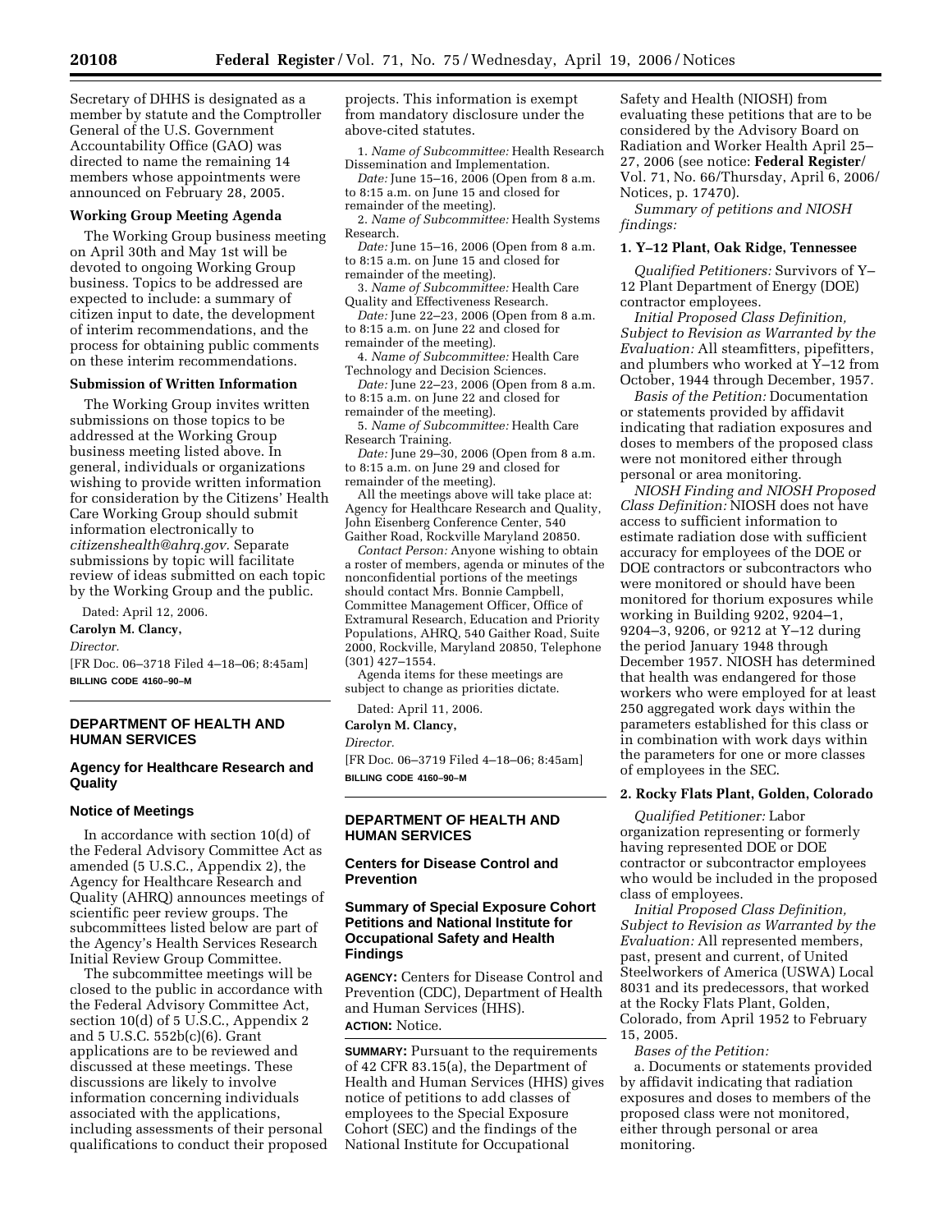Secretary of DHHS is designated as a member by statute and the Comptroller General of the U.S. Government Accountability Office (GAO) was directed to name the remaining 14 members whose appointments were announced on February 28, 2005.

### Working Group Meeting Agenda

The Working Group business meeting on April 30th and May 1st will be devoted to ongoing Working Group business. Topics to be addressed are expected to include: a summary of citizen input to date, the development of interim recommendations, and the process for obtaining public comments on these interim recommendations.

### Submission of Written Information

The Working Group invites written submissions on those topics to be addressed at the Working Group business meeting listed above. In general, individuals or organizations wishing to provide written information for consideration by the Citizens' Health Care Working Group should submit information electronically to *citizenshealth@ahrq.gov.* Separate submissions by topic will facilitate review of ideas submitted on each topic by the Working Group and the public.

Dated: April 12, 2006.

**Carolyn M. Clancy,**

*Director.*

[FR Doc. 06–3718 Filed 4–18–06; 8:45am]

**BILLING CODE 4160–90–M**

---

## DEPARTMENT OF HEALTH AND HUMAN SERVICES

### Agency for Healthcare Research and Quality

### Notice of Meetings

In accordance with section 10(d) of the Federal Advisory Committee Act as amended (5 U.S.C., Appendix 2), the Agency for Healthcare Research and Quality (AHRQ) announces meetings of scientific peer review groups. The subcommittees listed below are part of the Agency's Health Services Research Initial Review Group Committee.

The subcommittee meetings will be closed to the public in accordance with the Federal Advisory Committee Act, section 10(d) of 5 U.S.C., Appendix 2 and 5 U.S.C. 552b(c)(6). Grant applications are to be reviewed and discussed at these meetings. These discussions are likely to involve information concerning individuals associated with the applications, including assessments of their personal qualifications to conduct their proposed projects. This information is exempt from mandatory disclosure under the above-cited statutes.

1. *Name of Subcommittee:* Health Research Dissemination and Implementation.

*Date:* June 15–16, 2006 (Open from 8 a.m. to 8:15 a.m. on June 15 and closed for remainder of the meeting).

2. *Name of Subcommittee:* Health Systems Research.

*Date:* June 15–16, 2006 (Open from 8 a.m. to 8:15 a.m. on June 15 and closed for remainder of the meeting).

3. *Name of Subcommittee:* Health Care Quality and Effectiveness Research.

*Date:* June 22–23, 2006 (Open from 8 a.m. to 8:15 a.m. on June 22 and closed for remainder of the meeting).

4. *Name of Subcommittee:* Health Care Technology and Decision Sciences.

*Date:* June 22–23, 2006 (Open from 8 a.m. to 8:15 a.m. on June 22 and closed for remainder of the meeting).

5. *Name of Subcommittee:* Health Care Research Training.

*Date:* June 29–30, 2006 (Open from 8 a.m. to 8:15 a.m. on June 29 and closed for remainder of the meeting).

All the meetings above will take place at: Agency for Healthcare Research and Quality, John Eisenberg Conference Center, 540 Gaither Road, Rockville Maryland 20850.

*Contact Person:* Anyone wishing to obtain a roster of members, agenda or minutes of the nonconfidential portions of the meetings should contact Mrs. Bonnie Campbell, Committee Management Officer, Office of Extramural Research, Education and Priority Populations, AHRQ, 540 Gaither Road, Suite 2000, Rockville, Maryland 20850, Telephone (301) 427–1554.

Agenda items for these meetings are subject to change as priorities dictate.

Dated: April 11, 2006.

**Carolyn M. Clancy,**

*Director.*

[FR Doc. 06–3719 Filed 4–18–06; 8:45am]

**BILLING CODE 4160–90–M**

---

## DEPARTMENT OF HEALTH AND HUMAN SERVICES

### Centers for Disease Control and Prevention

### Summary of Special Exposure Cohort Petitions and National Institute for Occupational Safety and Health Findings

**AGENCY:** Centers for Disease Control and Prevention (CDC), Department of Health and Human Services (HHS).

**ACTION:** Notice.

**SUMMARY:** Pursuant to the requirements of 42 CFR 83.15(a), the Department of Health and Human Services (HHS) gives notice of petitions to add classes of employees to the Special Exposure Cohort (SEC) and the findings of the National Institute for Occupational Safety and Health (NIOSH) from evaluating these petitions that are to be considered by the Advisory Board on Radiation and Worker Health April 25–27, 2006 (see notice: **Federal Register/** Vol. 71, No. 66/Thursday, April 6, 2006/ Notices, p. 17470).

*Summary of petitions and NIOSH findings:*

#### 1. Y–12 Plant, Oak Ridge, Tennessee

*Qualified Petitioners:* Survivors of Y–12 Plant Department of Energy (DOE) contractor employees.

*Initial Proposed Class Definition, Subject to Revision as Warranted by the Evaluation:* All steamfitters, pipefitters, and plumbers who worked at Y–12 from October, 1944 through December, 1957.

*Basis of the Petition:* Documentation or statements provided by affidavit indicating that radiation exposures and doses to members of the proposed class were not monitored either through personal or area monitoring.

*NIOSH Finding and NIOSH Proposed Class Definition:* NIOSH does not have access to sufficient information to estimate radiation dose with sufficient accuracy for employees of the DOE or DOE contractors or subcontractors who were monitored or should have been monitored for thorium exposures while working in Building 9202, 9204–1, 9204–3, 9206, or 9212 at Y–12 during the period January 1948 through December 1957. NIOSH has determined that health was endangered for those workers who were employed for at least 250 aggregated work days within the parameters established for this class or in combination with work days within the parameters for one or more classes of employees in the SEC.

#### 2. Rocky Flats Plant, Golden, Colorado

*Qualified Petitioner:* Labor organization representing or formerly having represented DOE or DOE contractor or subcontractor employees who would be included in the proposed class of employees.

*Initial Proposed Class Definition, Subject to Revision as Warranted by the Evaluation:* All represented members, past, present and current, of United Steelworkers of America (USWA) Local 8031 and its predecessors, that worked at the Rocky Flats Plant, Golden, Colorado, from April 1952 to February 15, 2005.

*Bases of the Petition:*

a. Documents or statements provided by affidavit indicating that radiation exposures and doses to members of the proposed class were not monitored, either through personal or area monitoring.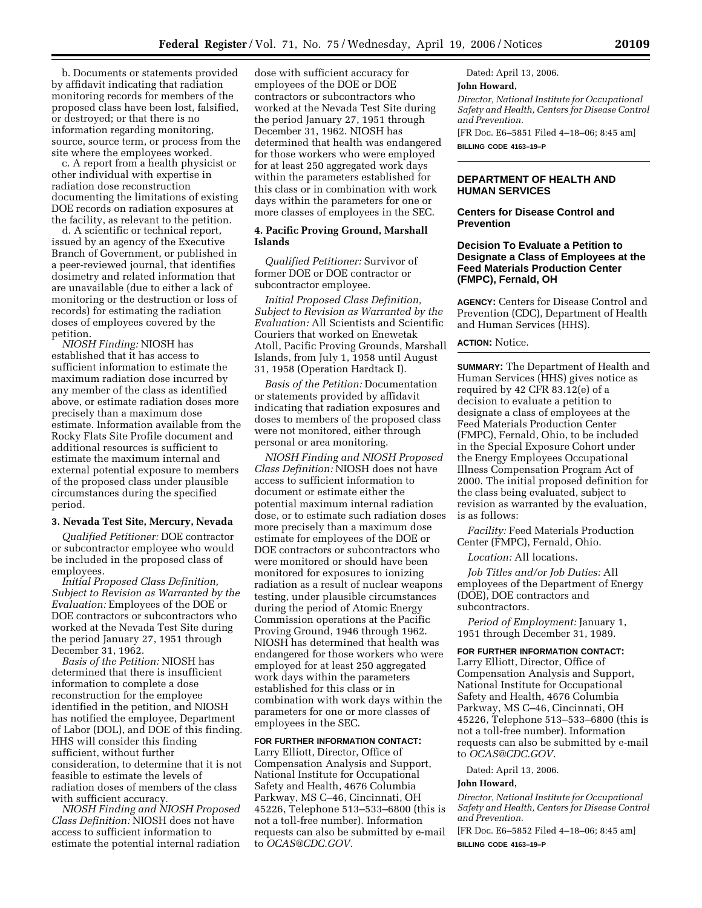b. Documents or statements provided by affidavit indicating that radiation monitoring records for members of the proposed class have been lost, falsified, or destroyed; or that there is no information regarding monitoring, source, source term, or process from the site where the employees worked.

c. A report from a health physicist or other individual with expertise in radiation dose reconstruction documenting the limitations of existing DOE records on radiation exposures at the facility, as relevant to the petition.

d. A scientific or technical report, issued by an agency of the Executive Branch of Government, or published in a peer-reviewed journal, that identifies dosimetry and related information that are unavailable (due to either a lack of monitoring or the destruction or loss of records) for estimating the radiation doses of employees covered by the petition.

*NIOSH Finding:* NIOSH has established that it has access to sufficient information to estimate the maximum radiation dose incurred by any member of the class as identified above, or estimate radiation doses more precisely than a maximum dose estimate. Information available from the Rocky Flats Site Profile document and additional resources is sufficient to estimate the maximum internal and external potential exposure to members of the proposed class under plausible circumstances during the specified period.

**3. Nevada Test Site, Mercury, Nevada**

*Qualified Petitioner:* DOE contractor or subcontractor employee who would be included in the proposed class of employees.

*Initial Proposed Class Definition, Subject to Revision as Warranted by the Evaluation:* Employees of the DOE or DOE contractors or subcontractors who worked at the Nevada Test Site during the period January 27, 1951 through December 31, 1962.

*Basis of the Petition:* NIOSH has determined that there is insufficient information to complete a dose reconstruction for the employee identified in the petition, and NIOSH has notified the employee, Department of Labor (DOL), and DOE of this finding. HHS will consider this finding sufficient, without further consideration, to determine that it is not feasible to estimate the levels of radiation doses of members of the class with sufficient accuracy.

*NIOSH Finding and NIOSH Proposed Class Definition:* NIOSH does not have access to sufficient information to estimate the potential internal radiation dose with sufficient accuracy for employees of the DOE or DOE contractors or subcontractors who worked at the Nevada Test Site during the period January 27, 1951 through December 31, 1962. NIOSH has determined that health was endangered for those workers who were employed for at least 250 aggregated work days within the parameters established for this class or in combination with work days within the parameters for one or more classes of employees in the SEC.

**4. Pacific Proving Ground, Marshall Islands**

*Qualified Petitioner:* Survivor of former DOE or DOE contractor or subcontractor employee.

*Initial Proposed Class Definition, Subject to Revision as Warranted by the Evaluation:* All Scientists and Scientific Couriers that worked on Enewetak Atoll, Pacific Proving Grounds, Marshall Islands, from July 1, 1958 until August 31, 1958 (Operation Hardtack I).

*Basis of the Petition:* Documentation or statements provided by affidavit indicating that radiation exposures and doses to members of the proposed class were not monitored, either through personal or area monitoring.

*NIOSH Finding and NIOSH Proposed Class Definition:* NIOSH does not have access to sufficient information to document or estimate either the potential maximum internal radiation dose, or to estimate such radiation doses more precisely than a maximum dose estimate for employees of the DOE or DOE contractors or subcontractors who were monitored or should have been monitored for exposures to ionizing radiation as a result of nuclear weapons testing, under plausible circumstances during the period of Atomic Energy Commission operations at the Pacific Proving Ground, 1946 through 1962. NIOSH has determined that health was endangered for those workers who were employed for at least 250 aggregated work days within the parameters established for this class or in combination with work days within the parameters for one or more classes of employees in the SEC.

**FOR FURTHER INFORMATION CONTACT:** Larry Elliott, Director, Office of Compensation Analysis and Support, National Institute for Occupational Safety and Health, 4676 Columbia Parkway, MS C–46, Cincinnati, OH 45226, Telephone 513–533–6800 (this is not a toll-free number). Information requests can also be submitted by e-mail to *OCAS@CDC.GOV*.

Dated: April 13, 2006.

**John Howard,**

*Director, National Institute for Occupational Safety and Health, Centers for Disease Control and Prevention.*

[FR Doc. E6–5851 Filed 4–18–06; 8:45 am]

**BILLING CODE 4163–19–P**

---

## DEPARTMENT OF HEALTH AND HUMAN SERVICES

### Centers for Disease Control and Prevention

### Decision To Evaluate a Petition to Designate a Class of Employees at the Feed Materials Production Center (FMPC), Fernald, OH

**AGENCY:** Centers for Disease Control and Prevention (CDC), Department of Health and Human Services (HHS).

**ACTION:** Notice.

**SUMMARY:** The Department of Health and Human Services (HHS) gives notice as required by 42 CFR 83.12(e) of a decision to evaluate a petition to designate a class of employees at the Feed Materials Production Center (FMPC), Fernald, Ohio, to be included in the Special Exposure Cohort under the Energy Employees Occupational Illness Compensation Program Act of 2000. The initial proposed definition for the class being evaluated, subject to revision as warranted by the evaluation, is as follows:

*Facility:* Feed Materials Production Center (FMPC), Fernald, Ohio.

*Location:* All locations.

*Job Titles and/or Job Duties:* All employees of the Department of Energy (DOE), DOE contractors and subcontractors.

*Period of Employment:* January 1, 1951 through December 31, 1989.

**FOR FURTHER INFORMATION CONTACT:** Larry Elliott, Director, Office of Compensation Analysis and Support, National Institute for Occupational Safety and Health, 4676 Columbia Parkway, MS C–46, Cincinnati, OH 45226, Telephone 513–533–6800 (this is not a toll-free number). Information requests can also be submitted by e-mail to *OCAS@CDC.GOV*.

Dated: April 13, 2006.

**John Howard,**

*Director, National Institute for Occupational Safety and Health, Centers for Disease Control and Prevention.*

[FR Doc. E6–5852 Filed 4–18–06; 8:45 am]

**BILLING CODE 4163–19–P**